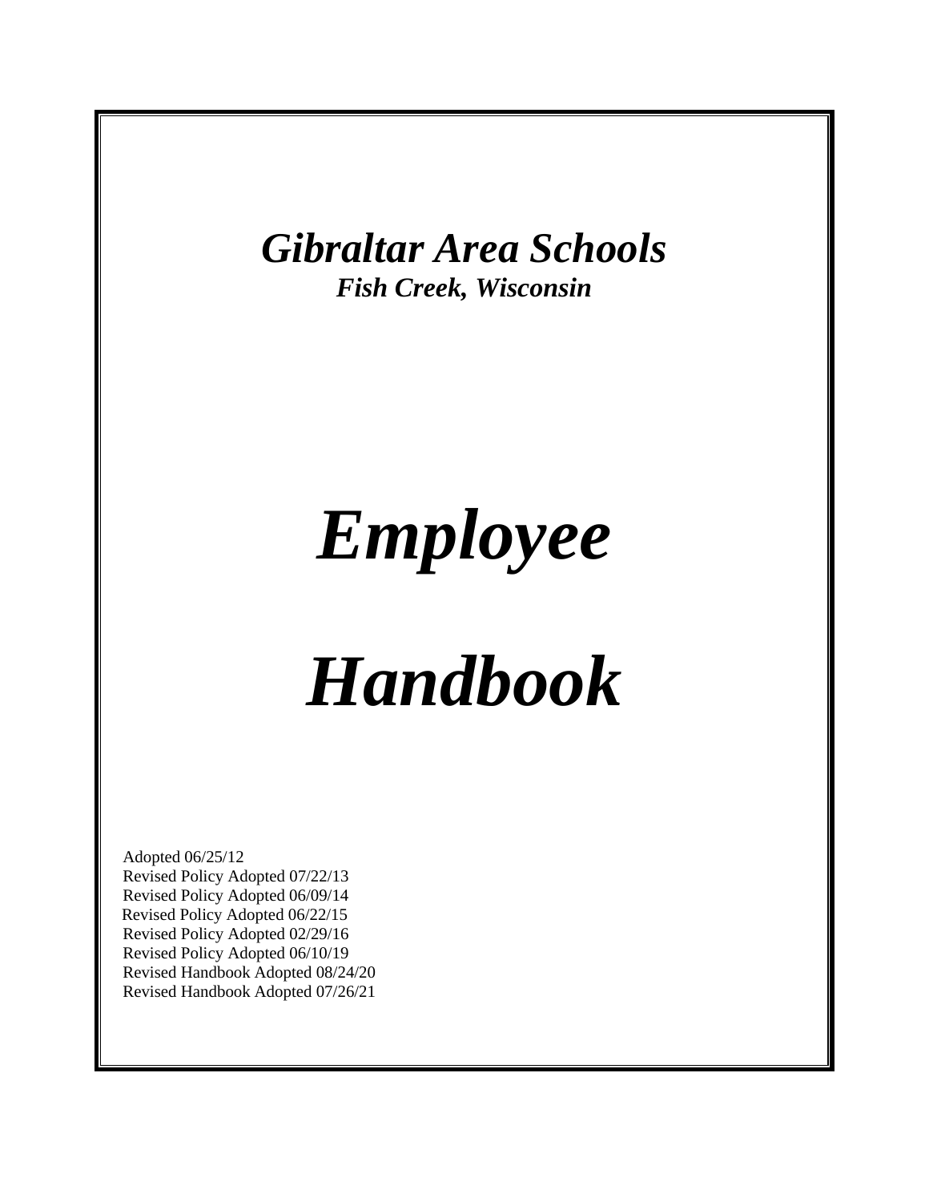# *Gibraltar Area Schools*

***Fish Creek, Wisconsin***

# *Employee Handbook*

Adopted 06/25/12
Revised Policy Adopted 07/22/13
Revised Policy Adopted 06/09/14
Revised Policy Adopted 06/22/15
Revised Policy Adopted 02/29/16
Revised Policy Adopted 06/10/19
Revised Handbook Adopted 08/24/20
Revised Handbook Adopted 07/26/21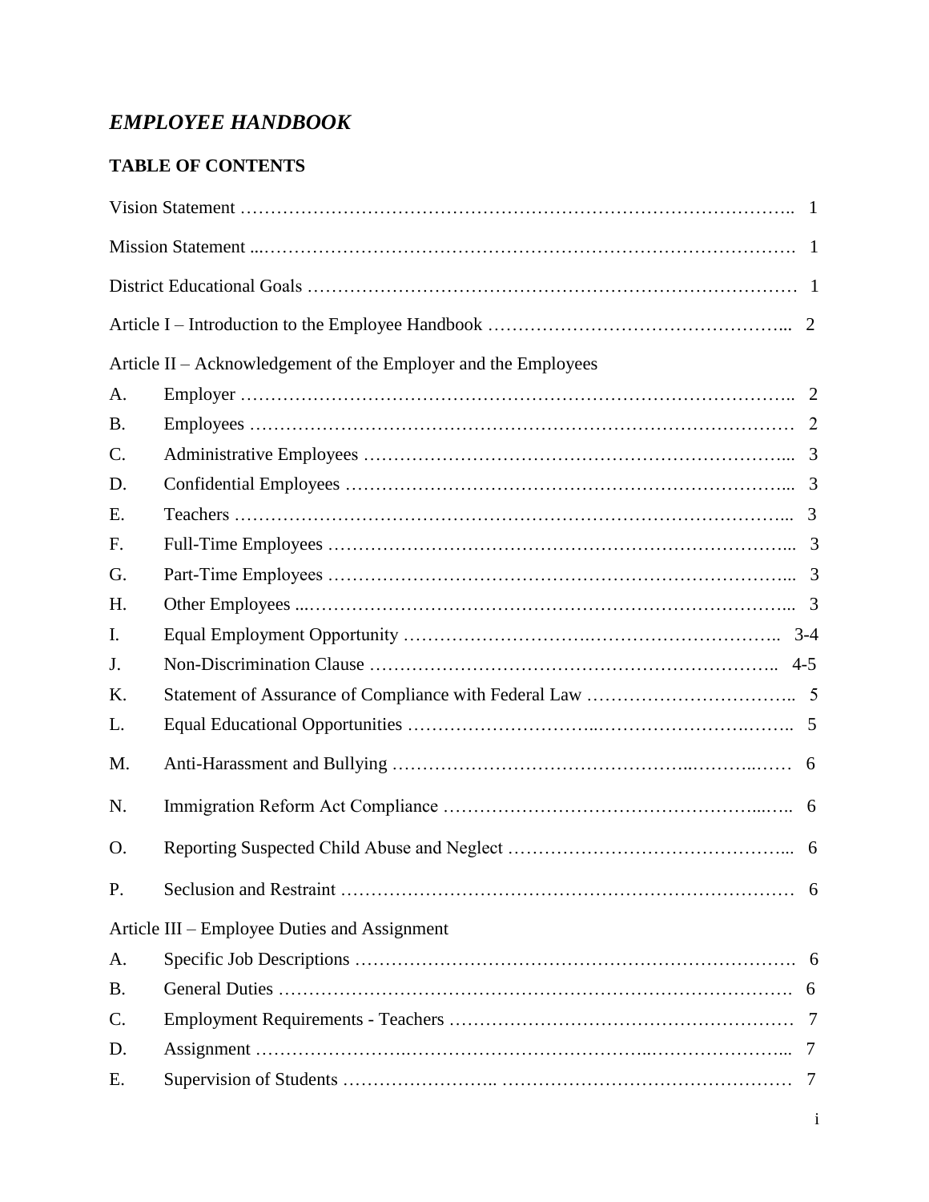# *EMPLOYEE HANDBOOK*

## TABLE OF CONTENTS

Vision Statement …………………………………………………………………………….. 1

Mission Statement ...………………………………………………………………………. 1

District Educational Goals ………………………………………………………………… 1

Article I – Introduction to the Employee Handbook ………………………………………... 2

Article II – Acknowledgement of the Employer and the Employees

| | | |
|---|---|---|
| A. | Employer …………………………………………………………………………….. | 2 |
| B. | Employees …………………………………………………………………………… | 2 |
| C. | Administrative Employees ………………………………………………………... | 3 |
| D. | Confidential Employees …………………………………………………………... | 3 |
| E. | Teachers …………………………………………………………………………... | 3 |
| F. | Full-Time Employees ……………………………………………………………... | 3 |
| G. | Part-Time Employees ……………………………………………………………... | 3 |
| H. | Other Employees ...………………………………………………………………... | 3 |
| I. | Equal Employment Opportunity ………………………….………………………….. | 3-4 |
| J. | Non-Discrimination Clause ………………………………………………………….. | 4-5 |
| K. | Statement of Assurance of Compliance with Federal Law …………………………….. | 5 |
| L. | Equal Educational Opportunities …………………………..……………………….…….. | 5 |
| M. | Anti-Harassment and Bullying ……………………………………...………..…… | 6 |
| N. | Immigration Reform Act Compliance …………………………………………...….. | 6 |
| O. | Reporting Suspected Child Abuse and Neglect ……………………………………... | 6 |
| P. | Seclusion and Restraint ………………………………………………………………… | 6 |

Article III – Employee Duties and Assignment

| | | |
|---|---|---|
| A. | Specific Job Descriptions ………………………………………………………………. | 6 |
| B. | General Duties ………………………………………………………………………. | 6 |
| C. | Employment Requirements - Teachers ………………………………………………… | 7 |
| D. | Assignment ……………………..………………………………...…………………... | 7 |
| E. | Supervision of Students …………………….. ………………………………………… | 7 |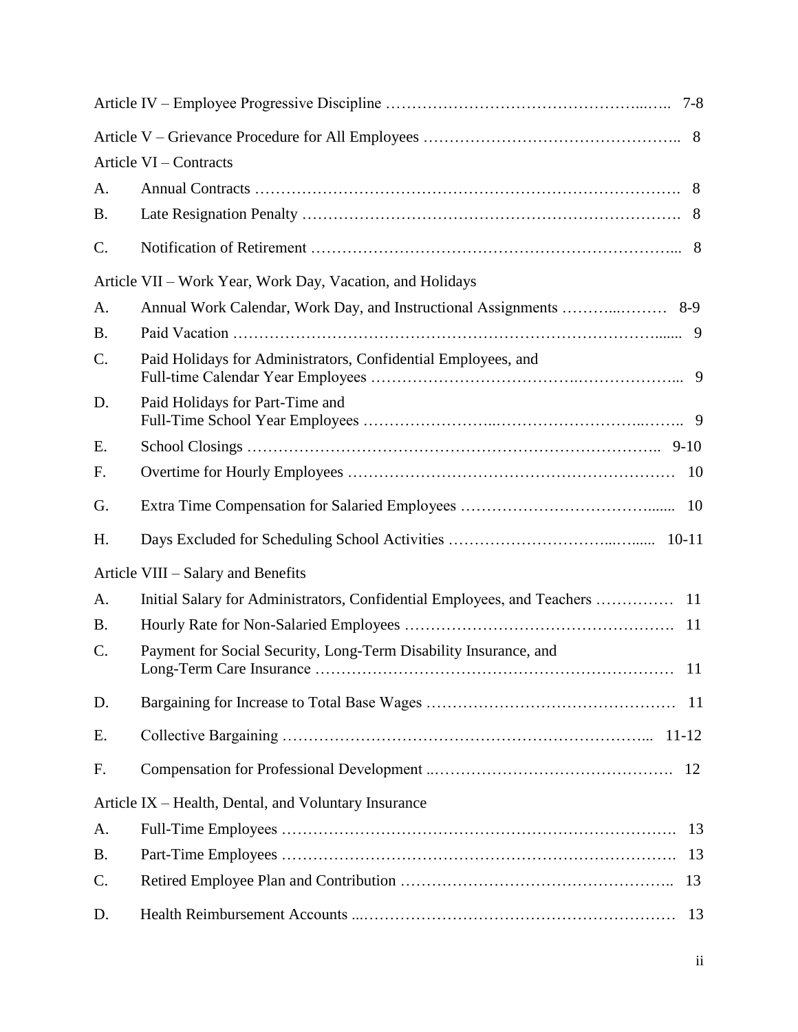| | | |
|---|---|---|
| Article IV – Employee Progressive Discipline | | 7-8 |
| Article V – Grievance Procedure for All Employees | | 8 |
| Article VI – Contracts | | |
| A. | Annual Contracts | 8 |
| B. | Late Resignation Penalty | 8 |
| C. | Notification of Retirement | 8 |
| Article VII – Work Year, Work Day, Vacation, and Holidays | | |
| A. | Annual Work Calendar, Work Day, and Instructional Assignments | 8-9 |
| B. | Paid Vacation | 9 |
| C. | Paid Holidays for Administrators, Confidential Employees, and Full-time Calendar Year Employees | 9 |
| D. | Paid Holidays for Part-Time and Full-Time School Year Employees | 9 |
| E. | School Closings | 9-10 |
| F. | Overtime for Hourly Employees | 10 |
| G. | Extra Time Compensation for Salaried Employees | 10 |
| H. | Days Excluded for Scheduling School Activities | 10-11 |
| Article VIII – Salary and Benefits | | |
| A. | Initial Salary for Administrators, Confidential Employees, and Teachers | 11 |
| B. | Hourly Rate for Non-Salaried Employees | 11 |
| C. | Payment for Social Security, Long-Term Disability Insurance, and Long-Term Care Insurance | 11 |
| D. | Bargaining for Increase to Total Base Wages | 11 |
| E. | Collective Bargaining | 11-12 |
| F. | Compensation for Professional Development | 12 |
| Article IX – Health, Dental, and Voluntary Insurance | | |
| A. | Full-Time Employees | 13 |
| B. | Part-Time Employees | 13 |
| C. | Retired Employee Plan and Contribution | 13 |
| D. | Health Reimbursement Accounts | 13 |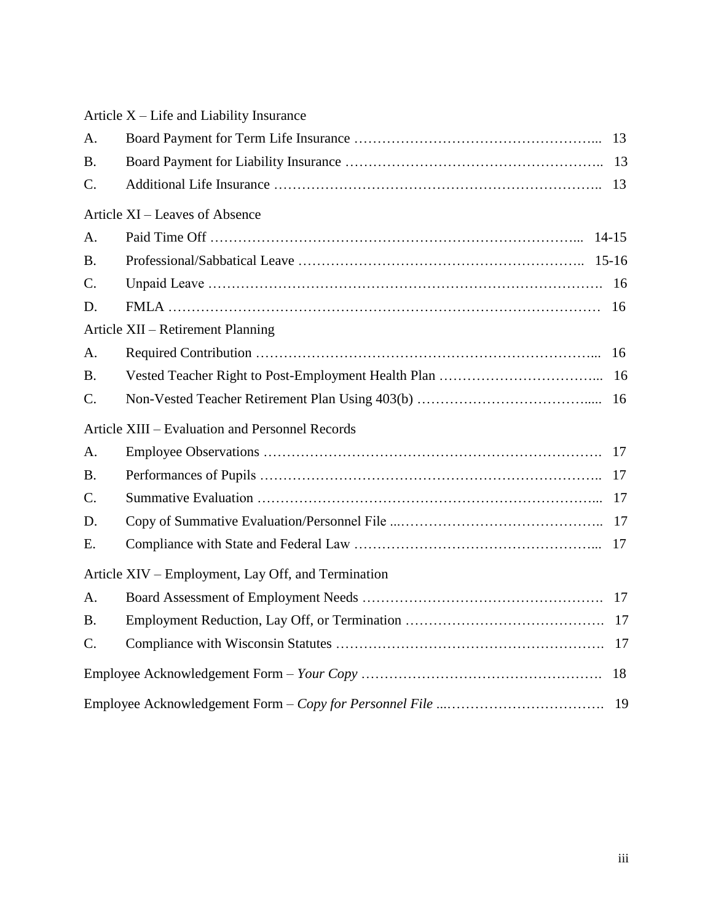Article X – Life and Liability Insurance

| | | |
|---|---|---|
| A. | Board Payment for Term Life Insurance | 13 |
| B. | Board Payment for Liability Insurance | 13 |
| C. | Additional Life Insurance | 13 |

Article XI – Leaves of Absence

| | | |
|---|---|---|
| A. | Paid Time Off | 14-15 |
| B. | Professional/Sabbatical Leave | 15-16 |
| C. | Unpaid Leave | 16 |
| D. | FMLA | 16 |

Article XII – Retirement Planning

| | | |
|---|---|---|
| A. | Required Contribution | 16 |
| B. | Vested Teacher Right to Post-Employment Health Plan | 16 |
| C. | Non-Vested Teacher Retirement Plan Using 403(b) | 16 |

Article XIII – Evaluation and Personnel Records

| | | |
|---|---|---|
| A. | Employee Observations | 17 |
| B. | Performances of Pupils | 17 |
| C. | Summative Evaluation | 17 |
| D. | Copy of Summative Evaluation/Personnel File | 17 |
| E. | Compliance with State and Federal Law | 17 |

Article XIV – Employment, Lay Off, and Termination

| | | |
|---|---|---|
| A. | Board Assessment of Employment Needs | 17 |
| B. | Employment Reduction, Lay Off, or Termination | 17 |
| C. | Compliance with Wisconsin Statutes | 17 |

Employee Acknowledgement Form – *Your Copy* ... 18

Employee Acknowledgement Form – *Copy for Personnel File* ... 19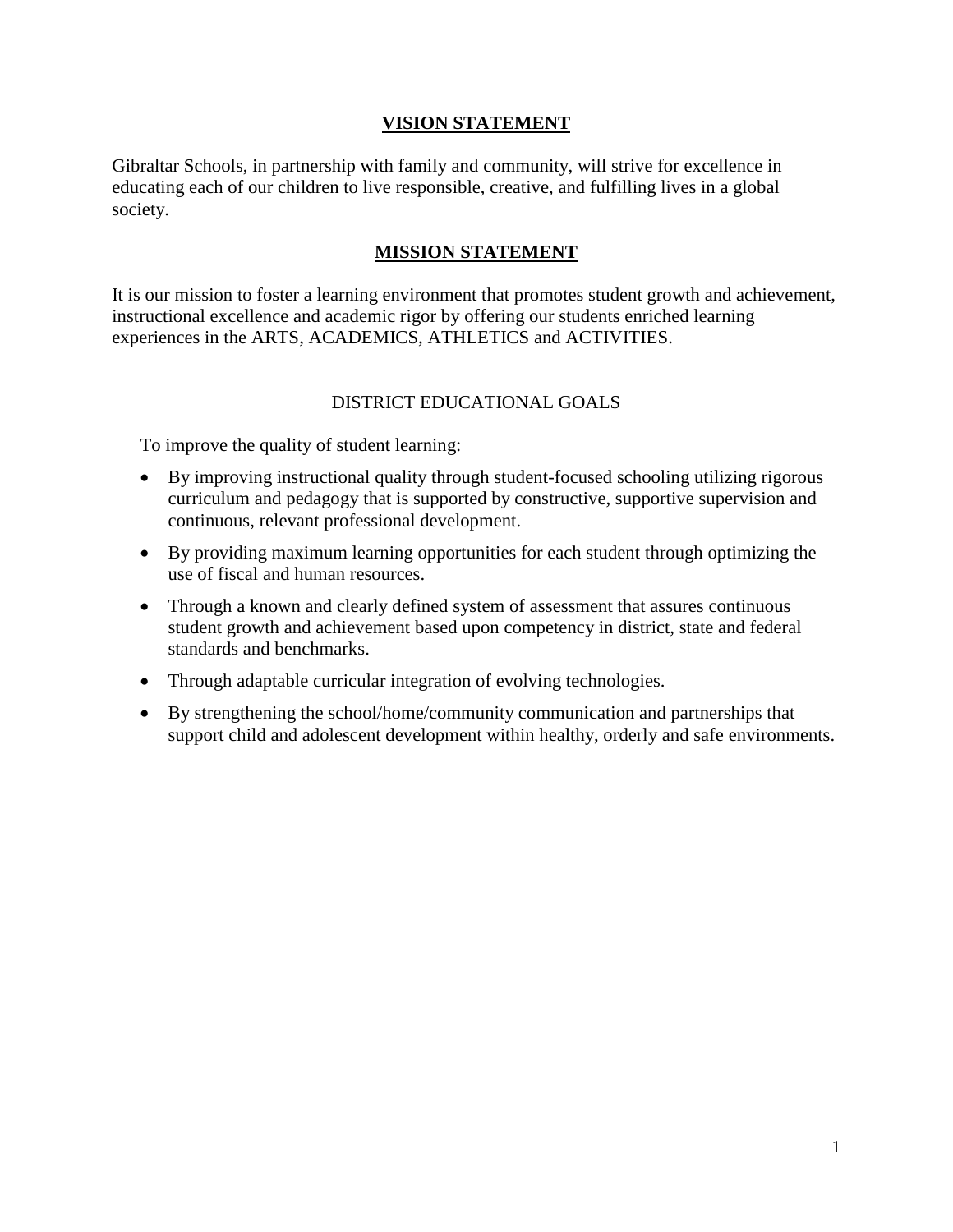## VISION STATEMENT

Gibraltar Schools, in partnership with family and community, will strive for excellence in educating each of our children to live responsible, creative, and fulfilling lives in a global society.

## MISSION STATEMENT

It is our mission to foster a learning environment that promotes student growth and achievement, instructional excellence and academic rigor by offering our students enriched learning experiences in the ARTS, ACADEMICS, ATHLETICS and ACTIVITIES.

## DISTRICT EDUCATIONAL GOALS

To improve the quality of student learning:

- By improving instructional quality through student-focused schooling utilizing rigorous curriculum and pedagogy that is supported by constructive, supportive supervision and continuous, relevant professional development.
- By providing maximum learning opportunities for each student through optimizing the use of fiscal and human resources.
- Through a known and clearly defined system of assessment that assures continuous student growth and achievement based upon competency in district, state and federal standards and benchmarks.
- Through adaptable curricular integration of evolving technologies.
- By strengthening the school/home/community communication and partnerships that support child and adolescent development within healthy, orderly and safe environments.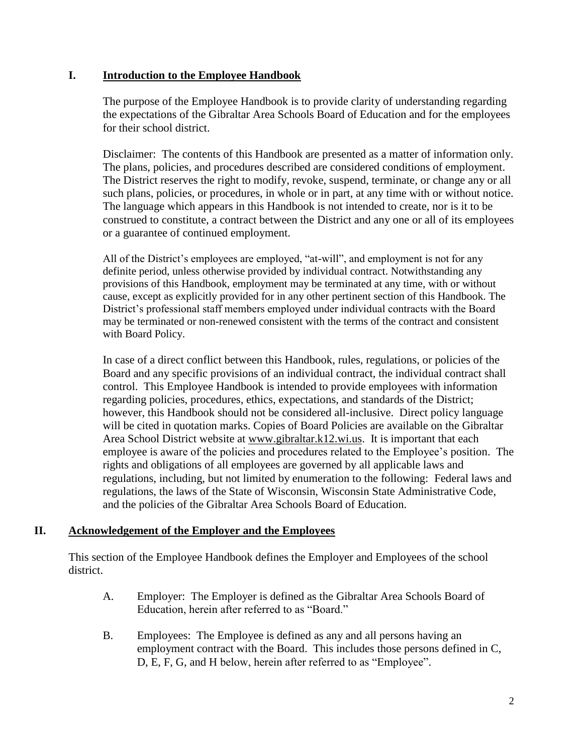## I. <u>Introduction to the Employee Handbook</u>

The purpose of the Employee Handbook is to provide clarity of understanding regarding the expectations of the Gibraltar Area Schools Board of Education and for the employees for their school district.

Disclaimer: The contents of this Handbook are presented as a matter of information only. The plans, policies, and procedures described are considered conditions of employment. The District reserves the right to modify, revoke, suspend, terminate, or change any or all such plans, policies, or procedures, in whole or in part, at any time with or without notice. The language which appears in this Handbook is not intended to create, nor is it to be construed to constitute, a contract between the District and any one or all of its employees or a guarantee of continued employment.

All of the District's employees are employed, "at-will", and employment is not for any definite period, unless otherwise provided by individual contract. Notwithstanding any provisions of this Handbook, employment may be terminated at any time, with or without cause, except as explicitly provided for in any other pertinent section of this Handbook. The District's professional staff members employed under individual contracts with the Board may be terminated or non-renewed consistent with the terms of the contract and consistent with Board Policy.

In case of a direct conflict between this Handbook, rules, regulations, or policies of the Board and any specific provisions of an individual contract, the individual contract shall control. This Employee Handbook is intended to provide employees with information regarding policies, procedures, ethics, expectations, and standards of the District; however, this Handbook should not be considered all-inclusive. Direct policy language will be cited in quotation marks. Copies of Board Policies are available on the Gibraltar Area School District website at www.gibraltar.k12.wi.us. It is important that each employee is aware of the policies and procedures related to the Employee's position. The rights and obligations of all employees are governed by all applicable laws and regulations, including, but not limited by enumeration to the following: Federal laws and regulations, the laws of the State of Wisconsin, Wisconsin State Administrative Code, and the policies of the Gibraltar Area Schools Board of Education.

## II. <u>Acknowledgement of the Employer and the Employees</u>

This section of the Employee Handbook defines the Employer and Employees of the school district.

A. Employer: The Employer is defined as the Gibraltar Area Schools Board of Education, herein after referred to as "Board."

B. Employees: The Employee is defined as any and all persons having an employment contract with the Board. This includes those persons defined in C, D, E, F, G, and H below, herein after referred to as "Employee".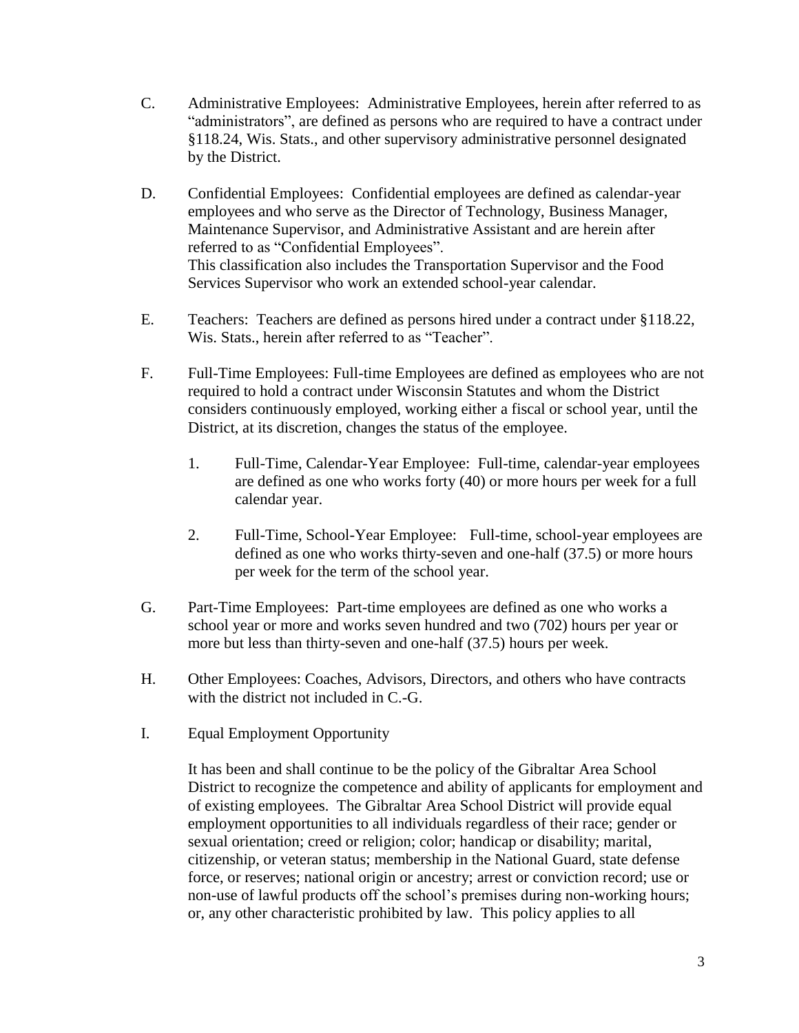C. Administrative Employees: Administrative Employees, herein after referred to as "administrators", are defined as persons who are required to have a contract under §118.24, Wis. Stats., and other supervisory administrative personnel designated by the District.

D. Confidential Employees: Confidential employees are defined as calendar-year employees and who serve as the Director of Technology, Business Manager, Maintenance Supervisor, and Administrative Assistant and are herein after referred to as "Confidential Employees".
This classification also includes the Transportation Supervisor and the Food Services Supervisor who work an extended school-year calendar.

E. Teachers: Teachers are defined as persons hired under a contract under §118.22, Wis. Stats., herein after referred to as "Teacher".

F. Full-Time Employees: Full-time Employees are defined as employees who are not required to hold a contract under Wisconsin Statutes and whom the District considers continuously employed, working either a fiscal or school year, until the District, at its discretion, changes the status of the employee.

   1. Full-Time, Calendar-Year Employee: Full-time, calendar-year employees are defined as one who works forty (40) or more hours per week for a full calendar year.

   2. Full-Time, School-Year Employee: Full-time, school-year employees are defined as one who works thirty-seven and one-half (37.5) or more hours per week for the term of the school year.

G. Part-Time Employees: Part-time employees are defined as one who works a school year or more and works seven hundred and two (702) hours per year or more but less than thirty-seven and one-half (37.5) hours per week.

H. Other Employees: Coaches, Advisors, Directors, and others who have contracts with the district not included in C.-G.

I. Equal Employment Opportunity

   It has been and shall continue to be the policy of the Gibraltar Area School District to recognize the competence and ability of applicants for employment and of existing employees. The Gibraltar Area School District will provide equal employment opportunities to all individuals regardless of their race; gender or sexual orientation; creed or religion; color; handicap or disability; marital, citizenship, or veteran status; membership in the National Guard, state defense force, or reserves; national origin or ancestry; arrest or conviction record; use or non-use of lawful products off the school's premises during non-working hours; or, any other characteristic prohibited by law. This policy applies to all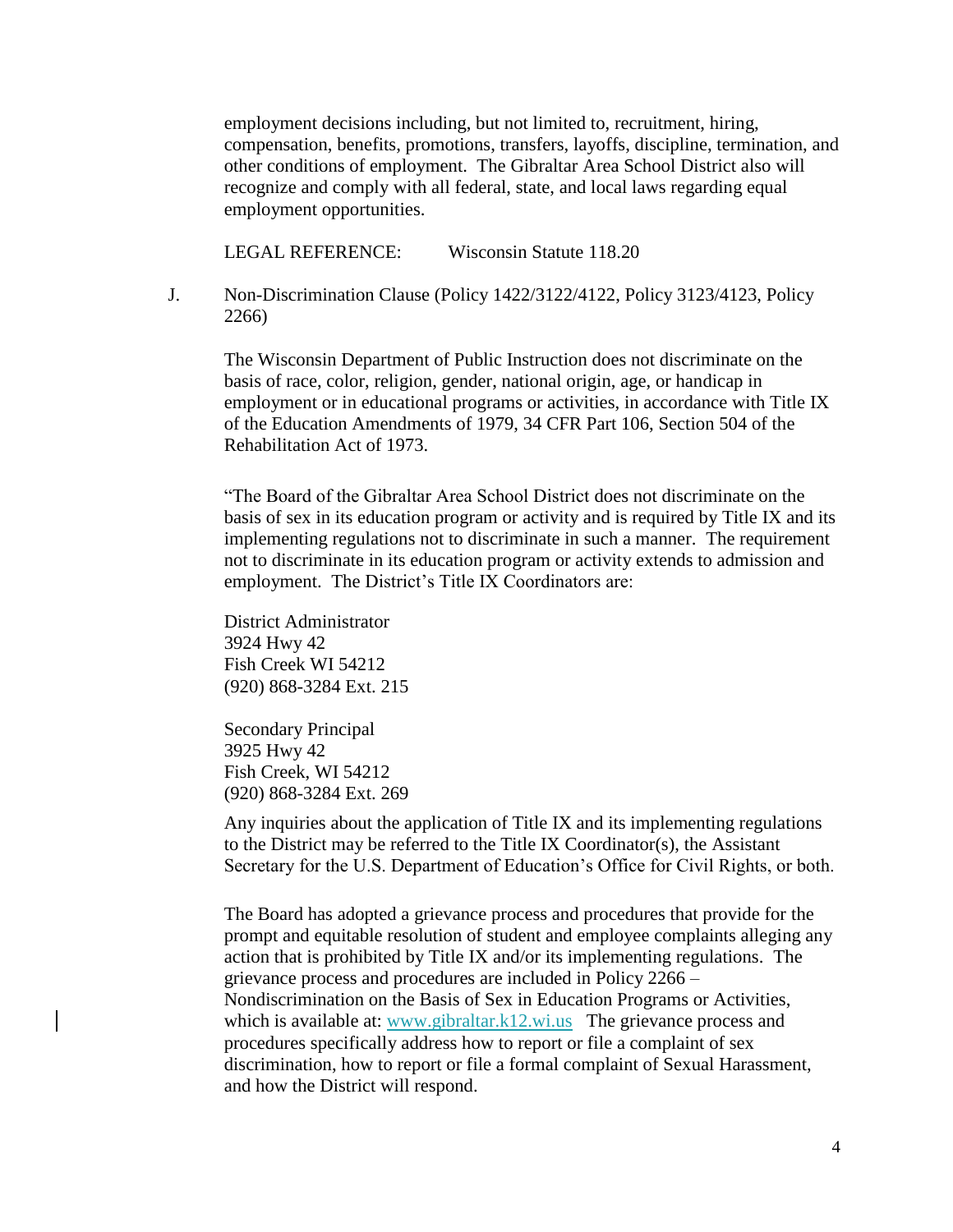employment decisions including, but not limited to, recruitment, hiring, compensation, benefits, promotions, transfers, layoffs, discipline, termination, and other conditions of employment. The Gibraltar Area School District also will recognize and comply with all federal, state, and local laws regarding equal employment opportunities.

LEGAL REFERENCE: Wisconsin Statute 118.20

J. Non-Discrimination Clause (Policy 1422/3122/4122, Policy 3123/4123, Policy 2266)

The Wisconsin Department of Public Instruction does not discriminate on the basis of race, color, religion, gender, national origin, age, or handicap in employment or in educational programs or activities, in accordance with Title IX of the Education Amendments of 1979, 34 CFR Part 106, Section 504 of the Rehabilitation Act of 1973.

"The Board of the Gibraltar Area School District does not discriminate on the basis of sex in its education program or activity and is required by Title IX and its implementing regulations not to discriminate in such a manner. The requirement not to discriminate in its education program or activity extends to admission and employment. The District's Title IX Coordinators are:

District Administrator
3924 Hwy 42
Fish Creek WI 54212
(920) 868-3284 Ext. 215

Secondary Principal
3925 Hwy 42
Fish Creek, WI 54212
(920) 868-3284 Ext. 269

Any inquiries about the application of Title IX and its implementing regulations to the District may be referred to the Title IX Coordinator(s), the Assistant Secretary for the U.S. Department of Education's Office for Civil Rights, or both.

The Board has adopted a grievance process and procedures that provide for the prompt and equitable resolution of student and employee complaints alleging any action that is prohibited by Title IX and/or its implementing regulations. The grievance process and procedures are included in Policy 2266 – Nondiscrimination on the Basis of Sex in Education Programs or Activities, which is available at: www.gibraltar.k12.wi.us The grievance process and procedures specifically address how to report or file a complaint of sex discrimination, how to report or file a formal complaint of Sexual Harassment, and how the District will respond.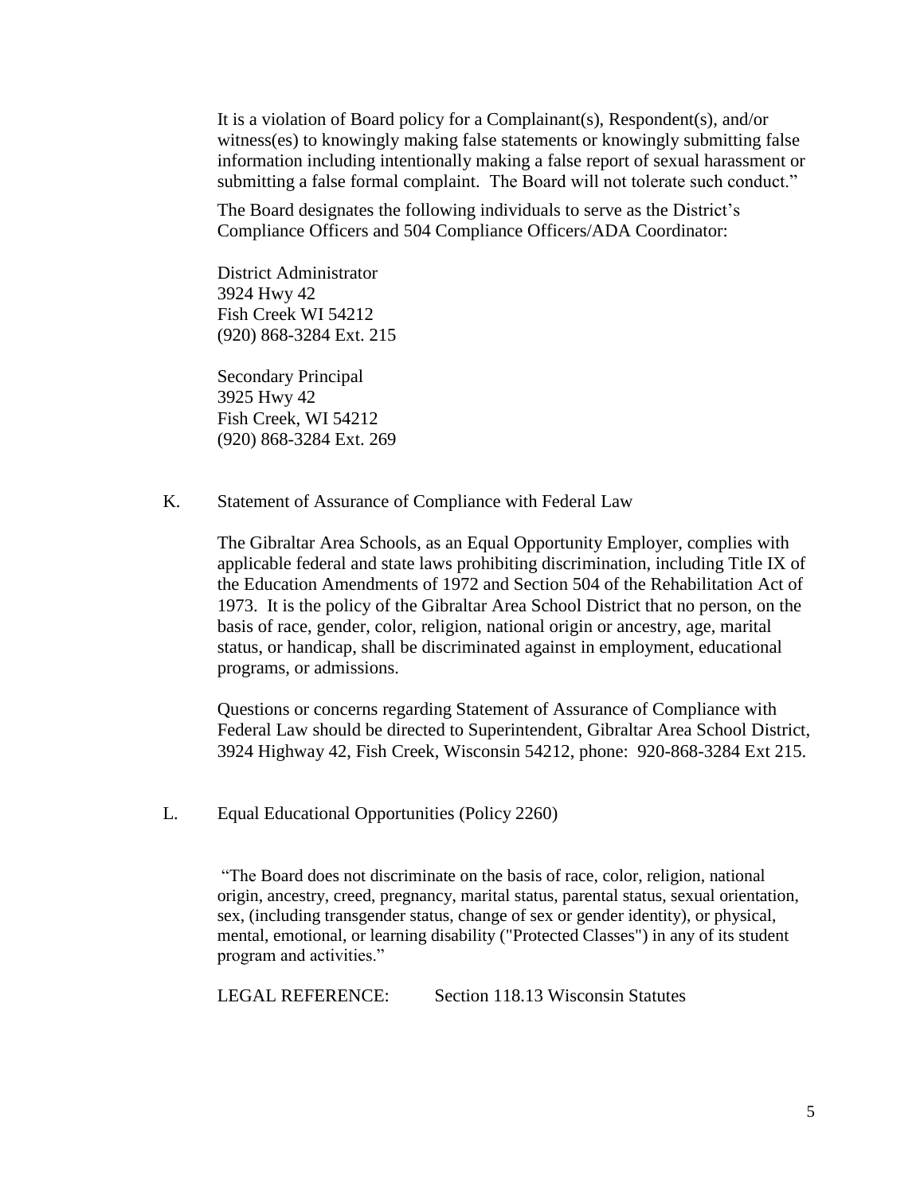It is a violation of Board policy for a Complainant(s), Respondent(s), and/or witness(es) to knowingly making false statements or knowingly submitting false information including intentionally making a false report of sexual harassment or submitting a false formal complaint. The Board will not tolerate such conduct."

The Board designates the following individuals to serve as the District's Compliance Officers and 504 Compliance Officers/ADA Coordinator:

District Administrator  
3924 Hwy 42  
Fish Creek WI 54212  
(920) 868-3284 Ext. 215

Secondary Principal  
3925 Hwy 42  
Fish Creek, WI 54212  
(920) 868-3284 Ext. 269

K. Statement of Assurance of Compliance with Federal Law

The Gibraltar Area Schools, as an Equal Opportunity Employer, complies with applicable federal and state laws prohibiting discrimination, including Title IX of the Education Amendments of 1972 and Section 504 of the Rehabilitation Act of 1973. It is the policy of the Gibraltar Area School District that no person, on the basis of race, gender, color, religion, national origin or ancestry, age, marital status, or handicap, shall be discriminated against in employment, educational programs, or admissions.

Questions or concerns regarding Statement of Assurance of Compliance with Federal Law should be directed to Superintendent, Gibraltar Area School District, 3924 Highway 42, Fish Creek, Wisconsin 54212, phone: 920-868-3284 Ext 215.

L. Equal Educational Opportunities (Policy 2260)

"The Board does not discriminate on the basis of race, color, religion, national origin, ancestry, creed, pregnancy, marital status, parental status, sexual orientation, sex, (including transgender status, change of sex or gender identity), or physical, mental, emotional, or learning disability ("Protected Classes") in any of its student program and activities."

LEGAL REFERENCE: Section 118.13 Wisconsin Statutes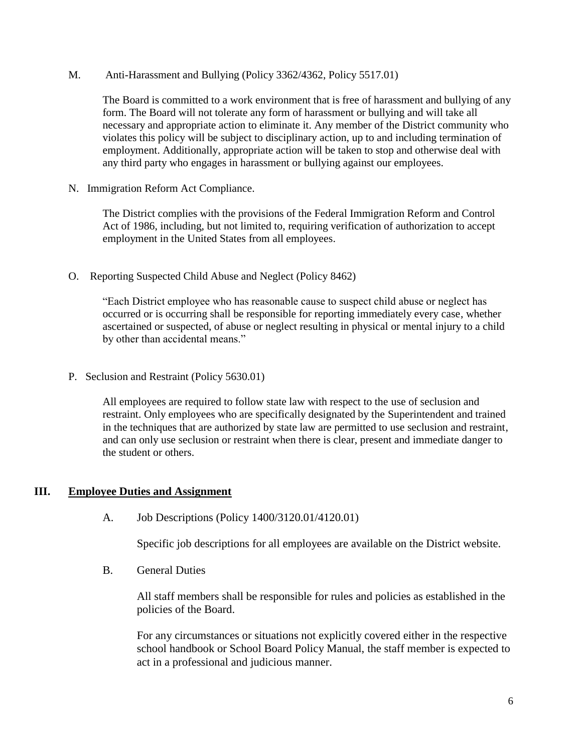M. Anti-Harassment and Bullying (Policy 3362/4362, Policy 5517.01)

The Board is committed to a work environment that is free of harassment and bullying of any form. The Board will not tolerate any form of harassment or bullying and will take all necessary and appropriate action to eliminate it. Any member of the District community who violates this policy will be subject to disciplinary action, up to and including termination of employment. Additionally, appropriate action will be taken to stop and otherwise deal with any third party who engages in harassment or bullying against our employees.

N. Immigration Reform Act Compliance.

The District complies with the provisions of the Federal Immigration Reform and Control Act of 1986, including, but not limited to, requiring verification of authorization to accept employment in the United States from all employees.

O. Reporting Suspected Child Abuse and Neglect (Policy 8462)

"Each District employee who has reasonable cause to suspect child abuse or neglect has occurred or is occurring shall be responsible for reporting immediately every case, whether ascertained or suspected, of abuse or neglect resulting in physical or mental injury to a child by other than accidental means."

P. Seclusion and Restraint (Policy 5630.01)

All employees are required to follow state law with respect to the use of seclusion and restraint. Only employees who are specifically designated by the Superintendent and trained in the techniques that are authorized by state law are permitted to use seclusion and restraint, and can only use seclusion or restraint when there is clear, present and immediate danger to the student or others.

## III. Employee Duties and Assignment

A. Job Descriptions (Policy 1400/3120.01/4120.01)

Specific job descriptions for all employees are available on the District website.

B. General Duties

All staff members shall be responsible for rules and policies as established in the policies of the Board.

For any circumstances or situations not explicitly covered either in the respective school handbook or School Board Policy Manual, the staff member is expected to act in a professional and judicious manner.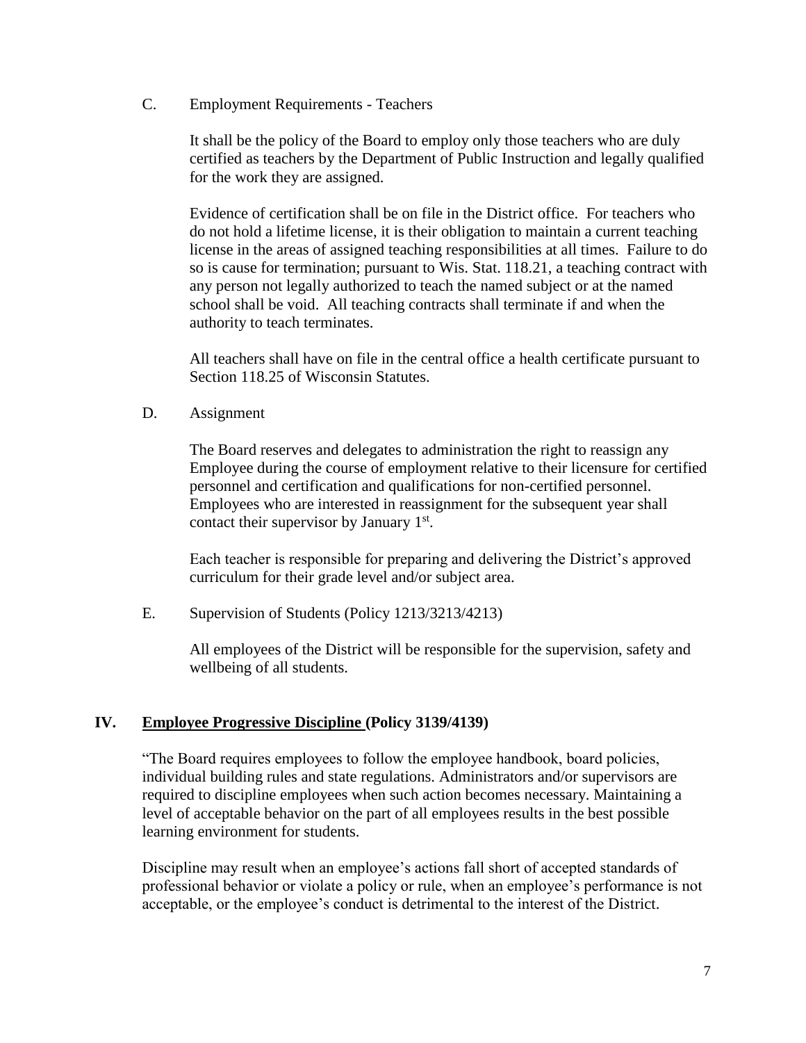C. Employment Requirements - Teachers

It shall be the policy of the Board to employ only those teachers who are duly certified as teachers by the Department of Public Instruction and legally qualified for the work they are assigned.

Evidence of certification shall be on file in the District office. For teachers who do not hold a lifetime license, it is their obligation to maintain a current teaching license in the areas of assigned teaching responsibilities at all times. Failure to do so is cause for termination; pursuant to Wis. Stat. 118.21, a teaching contract with any person not legally authorized to teach the named subject or at the named school shall be void. All teaching contracts shall terminate if and when the authority to teach terminates.

All teachers shall have on file in the central office a health certificate pursuant to Section 118.25 of Wisconsin Statutes.

D. Assignment

The Board reserves and delegates to administration the right to reassign any Employee during the course of employment relative to their licensure for certified personnel and certification and qualifications for non-certified personnel. Employees who are interested in reassignment for the subsequent year shall contact their supervisor by January 1st.

Each teacher is responsible for preparing and delivering the District's approved curriculum for their grade level and/or subject area.

E. Supervision of Students (Policy 1213/3213/4213)

All employees of the District will be responsible for the supervision, safety and wellbeing of all students.

## IV. Employee Progressive Discipline (Policy 3139/4139)

"The Board requires employees to follow the employee handbook, board policies, individual building rules and state regulations. Administrators and/or supervisors are required to discipline employees when such action becomes necessary. Maintaining a level of acceptable behavior on the part of all employees results in the best possible learning environment for students.

Discipline may result when an employee's actions fall short of accepted standards of professional behavior or violate a policy or rule, when an employee's performance is not acceptable, or the employee's conduct is detrimental to the interest of the District.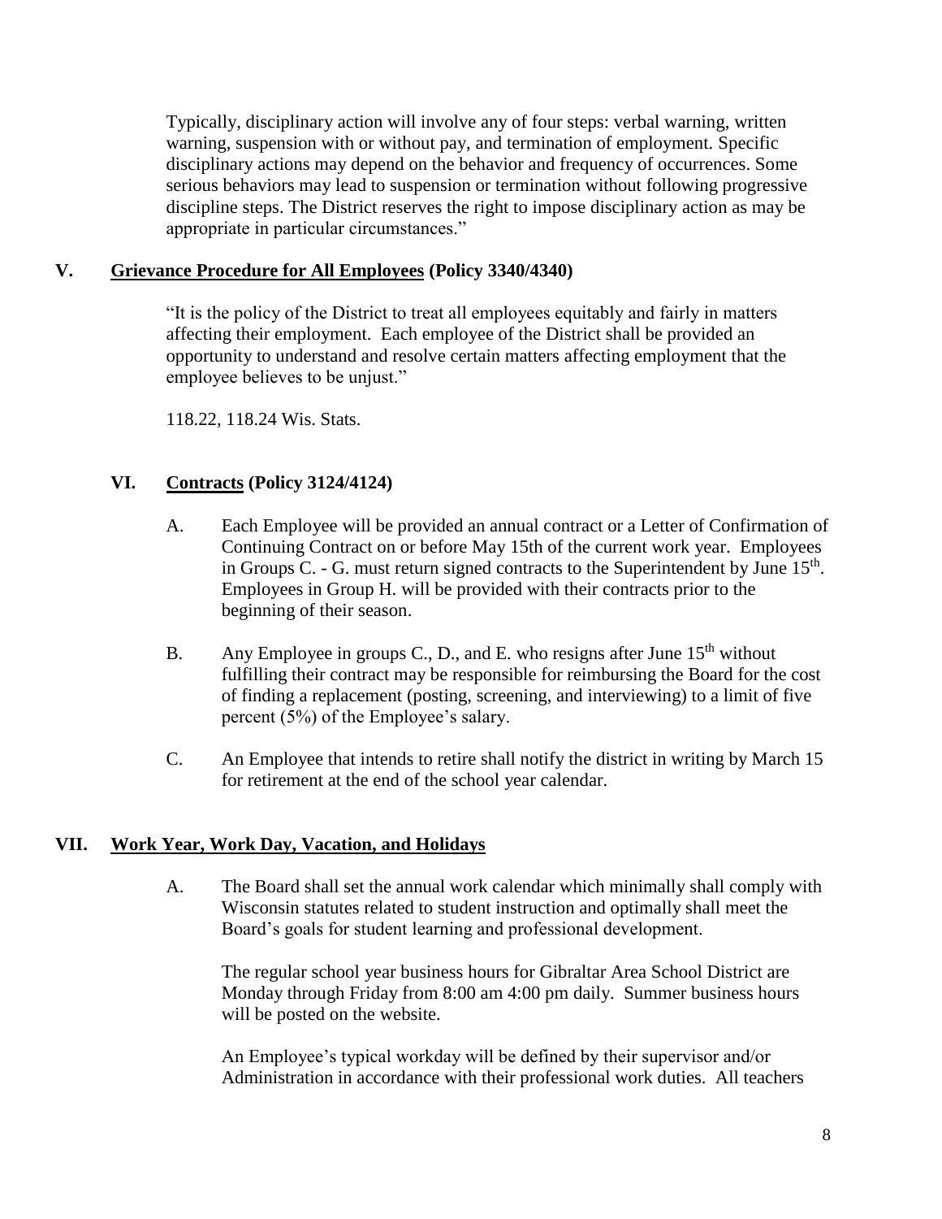Typically, disciplinary action will involve any of four steps: verbal warning, written warning, suspension with or without pay, and termination of employment. Specific disciplinary actions may depend on the behavior and frequency of occurrences. Some serious behaviors may lead to suspension or termination without following progressive discipline steps. The District reserves the right to impose disciplinary action as may be appropriate in particular circumstances."

## V. **Grievance Procedure for All Employees** (Policy 3340/4340)

"It is the policy of the District to treat all employees equitably and fairly in matters affecting their employment. Each employee of the District shall be provided an opportunity to understand and resolve certain matters affecting employment that the employee believes to be unjust."

118.22, 118.24 Wis. Stats.

## VI. **Contracts** (Policy 3124/4124)

A. Each Employee will be provided an annual contract or a Letter of Confirmation of Continuing Contract on or before May 15th of the current work year. Employees in Groups C. - G. must return signed contracts to the Superintendent by June 15th. Employees in Group H. will be provided with their contracts prior to the beginning of their season.

B. Any Employee in groups C., D., and E. who resigns after June 15th without fulfilling their contract may be responsible for reimbursing the Board for the cost of finding a replacement (posting, screening, and interviewing) to a limit of five percent (5%) of the Employee's salary.

C. An Employee that intends to retire shall notify the district in writing by March 15 for retirement at the end of the school year calendar.

## VII. **Work Year, Work Day, Vacation, and Holidays**

A. The Board shall set the annual work calendar which minimally shall comply with Wisconsin statutes related to student instruction and optimally shall meet the Board's goals for student learning and professional development.

The regular school year business hours for Gibraltar Area School District are Monday through Friday from 8:00 am 4:00 pm daily. Summer business hours will be posted on the website.

An Employee's typical workday will be defined by their supervisor and/or Administration in accordance with their professional work duties. All teachers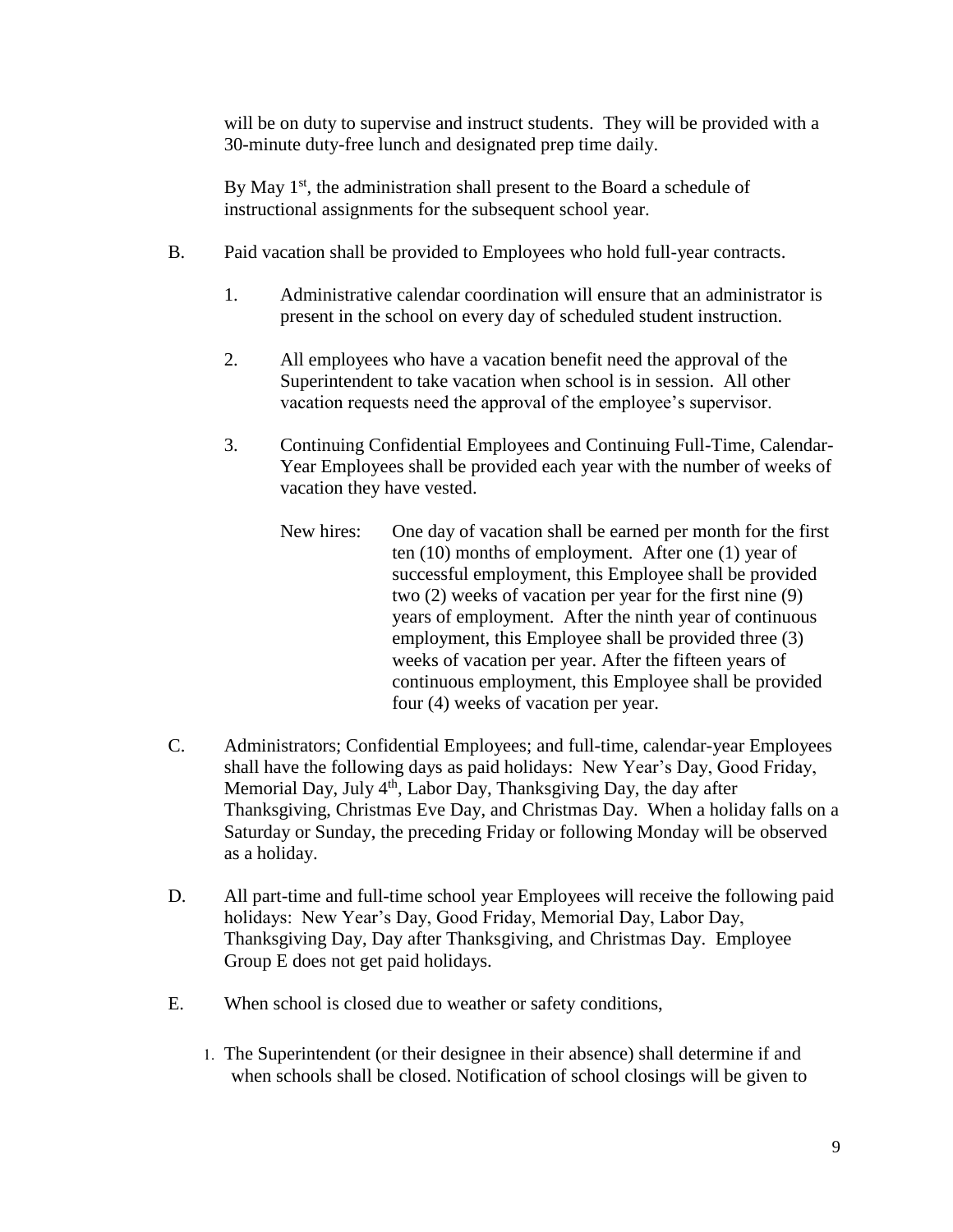will be on duty to supervise and instruct students. They will be provided with a 30-minute duty-free lunch and designated prep time daily.

By May 1st, the administration shall present to the Board a schedule of instructional assignments for the subsequent school year.

B. Paid vacation shall be provided to Employees who hold full-year contracts.

   1. Administrative calendar coordination will ensure that an administrator is present in the school on every day of scheduled student instruction.

   2. All employees who have a vacation benefit need the approval of the Superintendent to take vacation when school is in session. All other vacation requests need the approval of the employee's supervisor.

   3. Continuing Confidential Employees and Continuing Full-Time, Calendar-Year Employees shall be provided each year with the number of weeks of vacation they have vested.

      New hires: One day of vacation shall be earned per month for the first ten (10) months of employment. After one (1) year of successful employment, this Employee shall be provided two (2) weeks of vacation per year for the first nine (9) years of employment. After the ninth year of continuous employment, this Employee shall be provided three (3) weeks of vacation per year. After the fifteen years of continuous employment, this Employee shall be provided four (4) weeks of vacation per year.

C. Administrators; Confidential Employees; and full-time, calendar-year Employees shall have the following days as paid holidays: New Year's Day, Good Friday, Memorial Day, July 4th, Labor Day, Thanksgiving Day, the day after Thanksgiving, Christmas Eve Day, and Christmas Day. When a holiday falls on a Saturday or Sunday, the preceding Friday or following Monday will be observed as a holiday.

D. All part-time and full-time school year Employees will receive the following paid holidays: New Year's Day, Good Friday, Memorial Day, Labor Day, Thanksgiving Day, Day after Thanksgiving, and Christmas Day. Employee Group E does not get paid holidays.

E. When school is closed due to weather or safety conditions,

   1. The Superintendent (or their designee in their absence) shall determine if and when schools shall be closed. Notification of school closings will be given to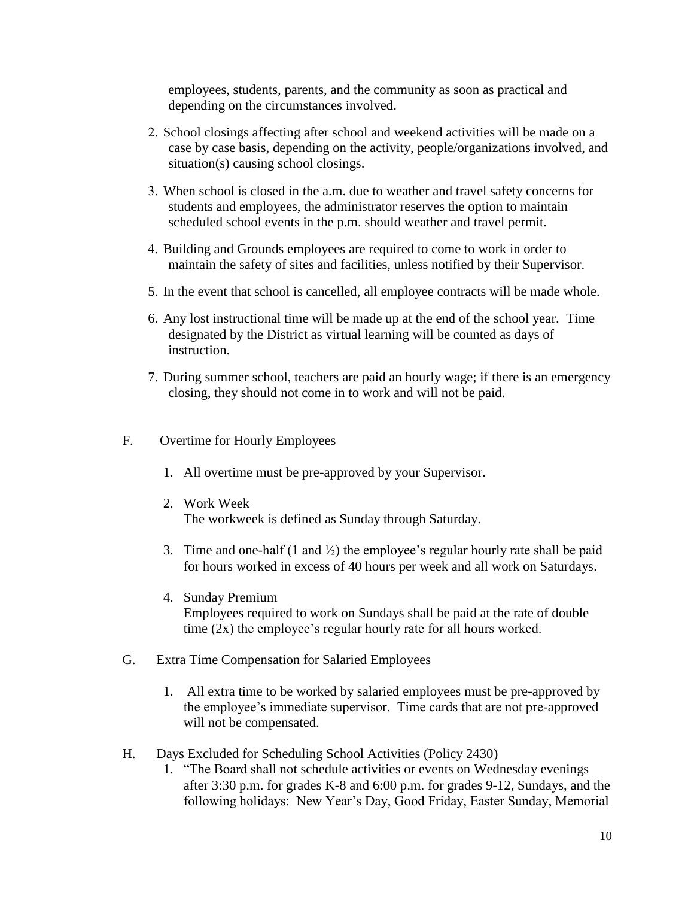employees, students, parents, and the community as soon as practical and depending on the circumstances involved.

2. School closings affecting after school and weekend activities will be made on a case by case basis, depending on the activity, people/organizations involved, and situation(s) causing school closings.

3. When school is closed in the a.m. due to weather and travel safety concerns for students and employees, the administrator reserves the option to maintain scheduled school events in the p.m. should weather and travel permit.

4. Building and Grounds employees are required to come to work in order to maintain the safety of sites and facilities, unless notified by their Supervisor.

5. In the event that school is cancelled, all employee contracts will be made whole.

6. Any lost instructional time will be made up at the end of the school year. Time designated by the District as virtual learning will be counted as days of instruction.

7. During summer school, teachers are paid an hourly wage; if there is an emergency closing, they should not come in to work and will not be paid.

F. Overtime for Hourly Employees

1. All overtime must be pre-approved by your Supervisor.

2. Work Week
   The workweek is defined as Sunday through Saturday.

3. Time and one-half (1 and ½) the employee's regular hourly rate shall be paid for hours worked in excess of 40 hours per week and all work on Saturdays.

4. Sunday Premium
   Employees required to work on Sundays shall be paid at the rate of double time (2x) the employee's regular hourly rate for all hours worked.

G. Extra Time Compensation for Salaried Employees

1. All extra time to be worked by salaried employees must be pre-approved by the employee's immediate supervisor. Time cards that are not pre-approved will not be compensated.

H. Days Excluded for Scheduling School Activities (Policy 2430)

1. "The Board shall not schedule activities or events on Wednesday evenings after 3:30 p.m. for grades K-8 and 6:00 p.m. for grades 9-12, Sundays, and the following holidays: New Year's Day, Good Friday, Easter Sunday, Memorial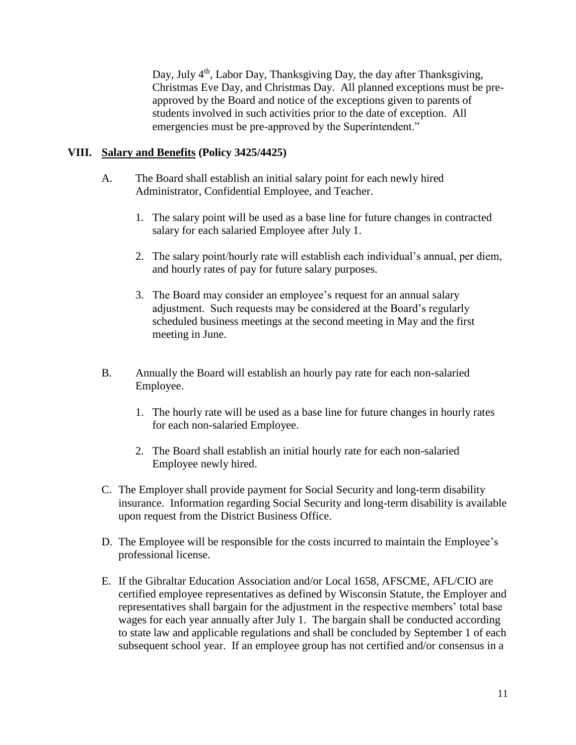Day, July 4th, Labor Day, Thanksgiving Day, the day after Thanksgiving, Christmas Eve Day, and Christmas Day. All planned exceptions must be pre-approved by the Board and notice of the exceptions given to parents of students involved in such activities prior to the date of exception. All emergencies must be pre-approved by the Superintendent."

## VIII. Salary and Benefits (Policy 3425/4425)

A. The Board shall establish an initial salary point for each newly hired Administrator, Confidential Employee, and Teacher.

1. The salary point will be used as a base line for future changes in contracted salary for each salaried Employee after July 1.

2. The salary point/hourly rate will establish each individual's annual, per diem, and hourly rates of pay for future salary purposes.

3. The Board may consider an employee's request for an annual salary adjustment. Such requests may be considered at the Board's regularly scheduled business meetings at the second meeting in May and the first meeting in June.

B. Annually the Board will establish an hourly pay rate for each non-salaried Employee.

1. The hourly rate will be used as a base line for future changes in hourly rates for each non-salaried Employee.

2. The Board shall establish an initial hourly rate for each non-salaried Employee newly hired.

C. The Employer shall provide payment for Social Security and long-term disability insurance. Information regarding Social Security and long-term disability is available upon request from the District Business Office.

D. The Employee will be responsible for the costs incurred to maintain the Employee's professional license.

E. If the Gibraltar Education Association and/or Local 1658, AFSCME, AFL/CIO are certified employee representatives as defined by Wisconsin Statute, the Employer and representatives shall bargain for the adjustment in the respective members' total base wages for each year annually after July 1. The bargain shall be conducted according to state law and applicable regulations and shall be concluded by September 1 of each subsequent school year. If an employee group has not certified and/or consensus in a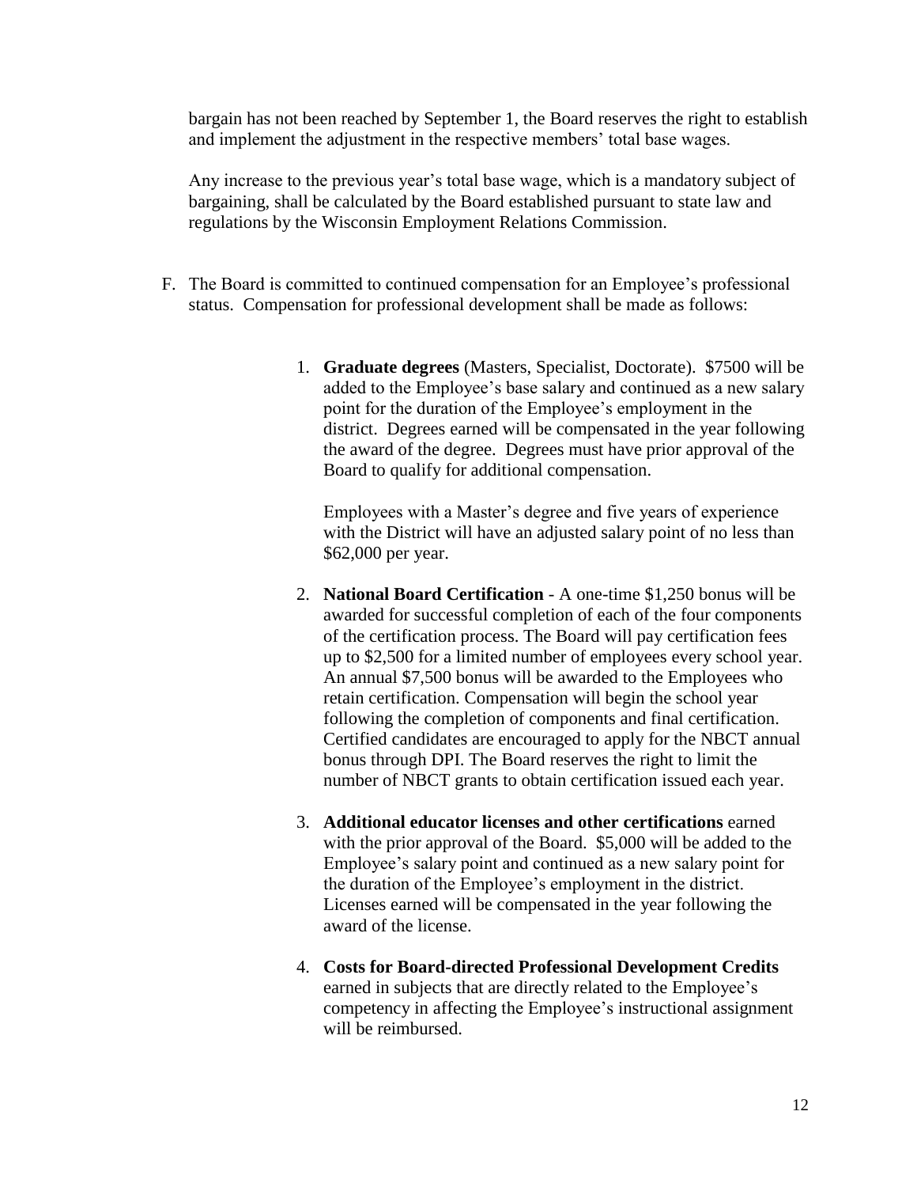bargain has not been reached by September 1, the Board reserves the right to establish and implement the adjustment in the respective members' total base wages.

Any increase to the previous year's total base wage, which is a mandatory subject of bargaining, shall be calculated by the Board established pursuant to state law and regulations by the Wisconsin Employment Relations Commission.

F. The Board is committed to continued compensation for an Employee's professional status. Compensation for professional development shall be made as follows:

1. **Graduate degrees** (Masters, Specialist, Doctorate). $7500 will be added to the Employee's base salary and continued as a new salary point for the duration of the Employee's employment in the district. Degrees earned will be compensated in the year following the award of the degree. Degrees must have prior approval of the Board to qualify for additional compensation.

   Employees with a Master's degree and five years of experience with the District will have an adjusted salary point of no less than $62,000 per year.

2. **National Board Certification** - A one-time $1,250 bonus will be awarded for successful completion of each of the four components of the certification process. The Board will pay certification fees up to $2,500 for a limited number of employees every school year. An annual $7,500 bonus will be awarded to the Employees who retain certification. Compensation will begin the school year following the completion of components and final certification. Certified candidates are encouraged to apply for the NBCT annual bonus through DPI. The Board reserves the right to limit the number of NBCT grants to obtain certification issued each year.

3. **Additional educator licenses and other certifications** earned with the prior approval of the Board. $5,000 will be added to the Employee's salary point and continued as a new salary point for the duration of the Employee's employment in the district. Licenses earned will be compensated in the year following the award of the license.

4. **Costs for Board-directed Professional Development Credits** earned in subjects that are directly related to the Employee's competency in affecting the Employee's instructional assignment will be reimbursed.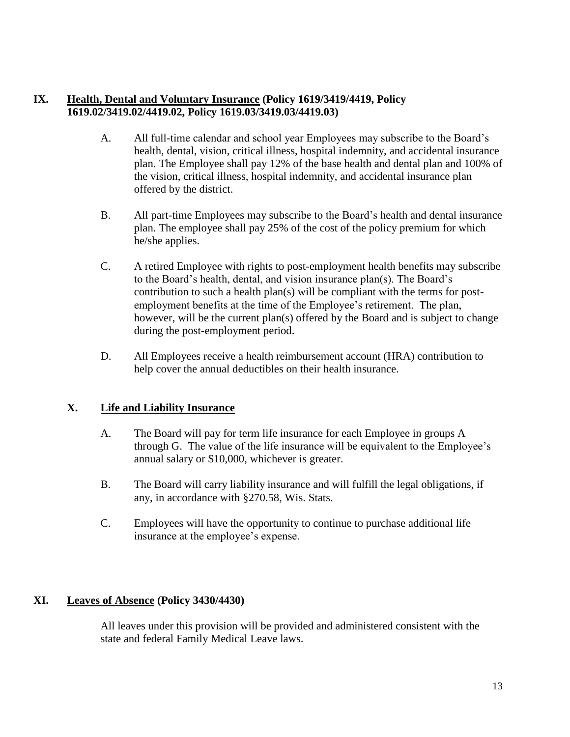## IX. Health, Dental and Voluntary Insurance (Policy 1619/3419/4419, Policy 1619.02/3419.02/4419.02, Policy 1619.03/3419.03/4419.03)

A. All full-time calendar and school year Employees may subscribe to the Board's health, dental, vision, critical illness, hospital indemnity, and accidental insurance plan. The Employee shall pay 12% of the base health and dental plan and 100% of the vision, critical illness, hospital indemnity, and accidental insurance plan offered by the district.

B. All part-time Employees may subscribe to the Board's health and dental insurance plan. The employee shall pay 25% of the cost of the policy premium for which he/she applies.

C. A retired Employee with rights to post-employment health benefits may subscribe to the Board's health, dental, and vision insurance plan(s). The Board's contribution to such a health plan(s) will be compliant with the terms for post-employment benefits at the time of the Employee's retirement. The plan, however, will be the current plan(s) offered by the Board and is subject to change during the post-employment period.

D. All Employees receive a health reimbursement account (HRA) contribution to help cover the annual deductibles on their health insurance.

## X. Life and Liability Insurance

A. The Board will pay for term life insurance for each Employee in groups A through G. The value of the life insurance will be equivalent to the Employee's annual salary or $10,000, whichever is greater.

B. The Board will carry liability insurance and will fulfill the legal obligations, if any, in accordance with §270.58, Wis. Stats.

C. Employees will have the opportunity to continue to purchase additional life insurance at the employee's expense.

## XI. Leaves of Absence (Policy 3430/4430)

All leaves under this provision will be provided and administered consistent with the state and federal Family Medical Leave laws.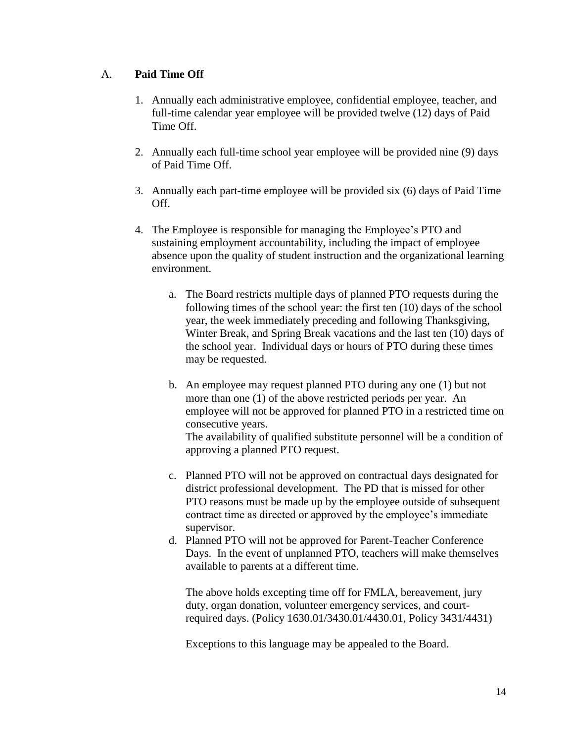## A. **Paid Time Off**

1. Annually each administrative employee, confidential employee, teacher, and full-time calendar year employee will be provided twelve (12) days of Paid Time Off.

2. Annually each full-time school year employee will be provided nine (9) days of Paid Time Off.

3. Annually each part-time employee will be provided six (6) days of Paid Time Off.

4. The Employee is responsible for managing the Employee's PTO and sustaining employment accountability, including the impact of employee absence upon the quality of student instruction and the organizational learning environment.

   a. The Board restricts multiple days of planned PTO requests during the following times of the school year: the first ten (10) days of the school year, the week immediately preceding and following Thanksgiving, Winter Break, and Spring Break vacations and the last ten (10) days of the school year. Individual days or hours of PTO during these times may be requested.

   b. An employee may request planned PTO during any one (1) but not more than one (1) of the above restricted periods per year. An employee will not be approved for planned PTO in a restricted time on consecutive years.
   The availability of qualified substitute personnel will be a condition of approving a planned PTO request.

   c. Planned PTO will not be approved on contractual days designated for district professional development. The PD that is missed for other PTO reasons must be made up by the employee outside of subsequent contract time as directed or approved by the employee's immediate supervisor.

   d. Planned PTO will not be approved for Parent-Teacher Conference Days. In the event of unplanned PTO, teachers will make themselves available to parents at a different time.

   The above holds excepting time off for FMLA, bereavement, jury duty, organ donation, volunteer emergency services, and court-required days. (Policy 1630.01/3430.01/4430.01, Policy 3431/4431)

   Exceptions to this language may be appealed to the Board.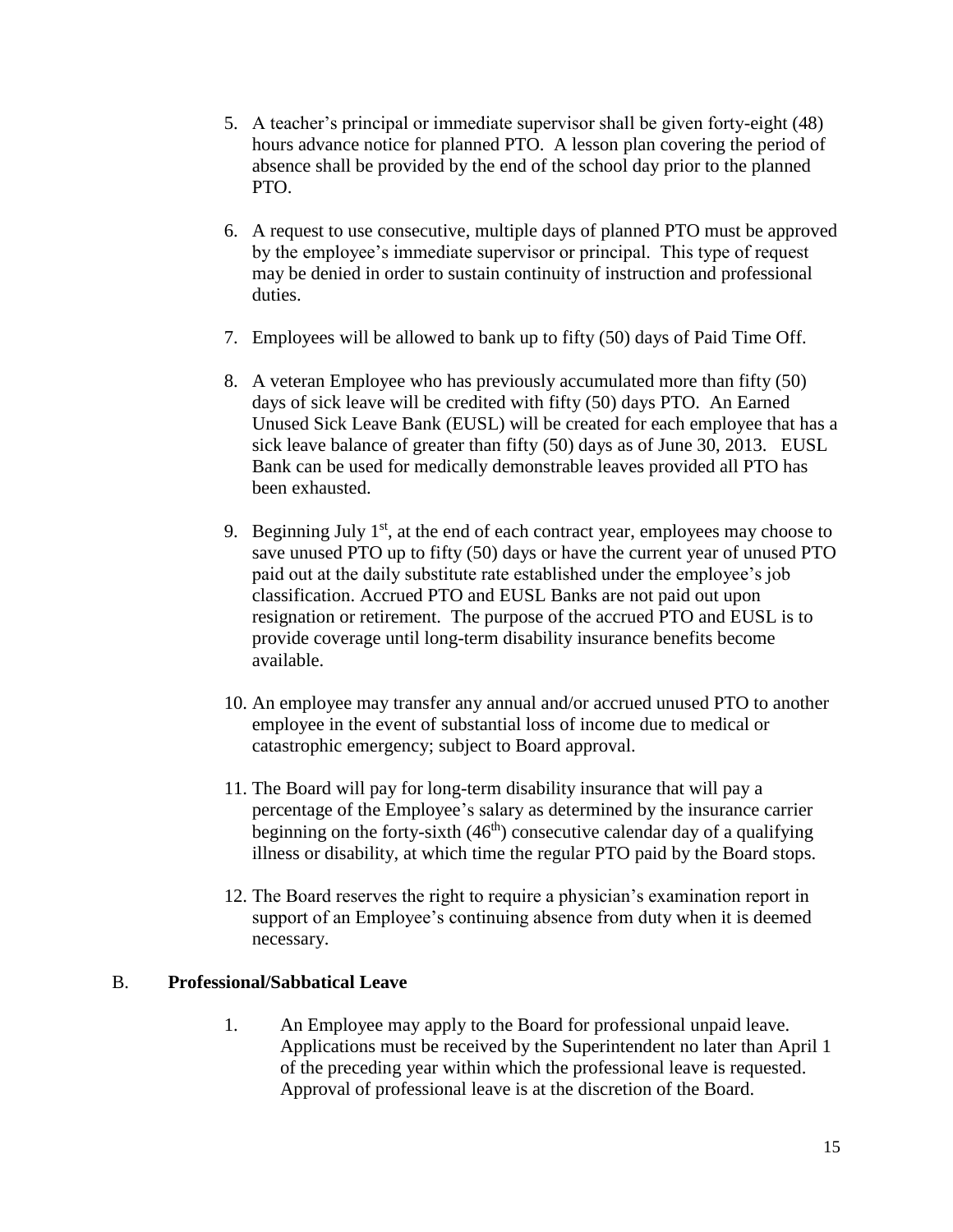5. A teacher's principal or immediate supervisor shall be given forty-eight (48) hours advance notice for planned PTO. A lesson plan covering the period of absence shall be provided by the end of the school day prior to the planned PTO.

6. A request to use consecutive, multiple days of planned PTO must be approved by the employee's immediate supervisor or principal. This type of request may be denied in order to sustain continuity of instruction and professional duties.

7. Employees will be allowed to bank up to fifty (50) days of Paid Time Off.

8. A veteran Employee who has previously accumulated more than fifty (50) days of sick leave will be credited with fifty (50) days PTO. An Earned Unused Sick Leave Bank (EUSL) will be created for each employee that has a sick leave balance of greater than fifty (50) days as of June 30, 2013. EUSL Bank can be used for medically demonstrable leaves provided all PTO has been exhausted.

9. Beginning July 1st, at the end of each contract year, employees may choose to save unused PTO up to fifty (50) days or have the current year of unused PTO paid out at the daily substitute rate established under the employee's job classification. Accrued PTO and EUSL Banks are not paid out upon resignation or retirement. The purpose of the accrued PTO and EUSL is to provide coverage until long-term disability insurance benefits become available.

10. An employee may transfer any annual and/or accrued unused PTO to another employee in the event of substantial loss of income due to medical or catastrophic emergency; subject to Board approval.

11. The Board will pay for long-term disability insurance that will pay a percentage of the Employee's salary as determined by the insurance carrier beginning on the forty-sixth (46th) consecutive calendar day of a qualifying illness or disability, at which time the regular PTO paid by the Board stops.

12. The Board reserves the right to require a physician's examination report in support of an Employee's continuing absence from duty when it is deemed necessary.

B. **Professional/Sabbatical Leave**

1. An Employee may apply to the Board for professional unpaid leave. Applications must be received by the Superintendent no later than April 1 of the preceding year within which the professional leave is requested. Approval of professional leave is at the discretion of the Board.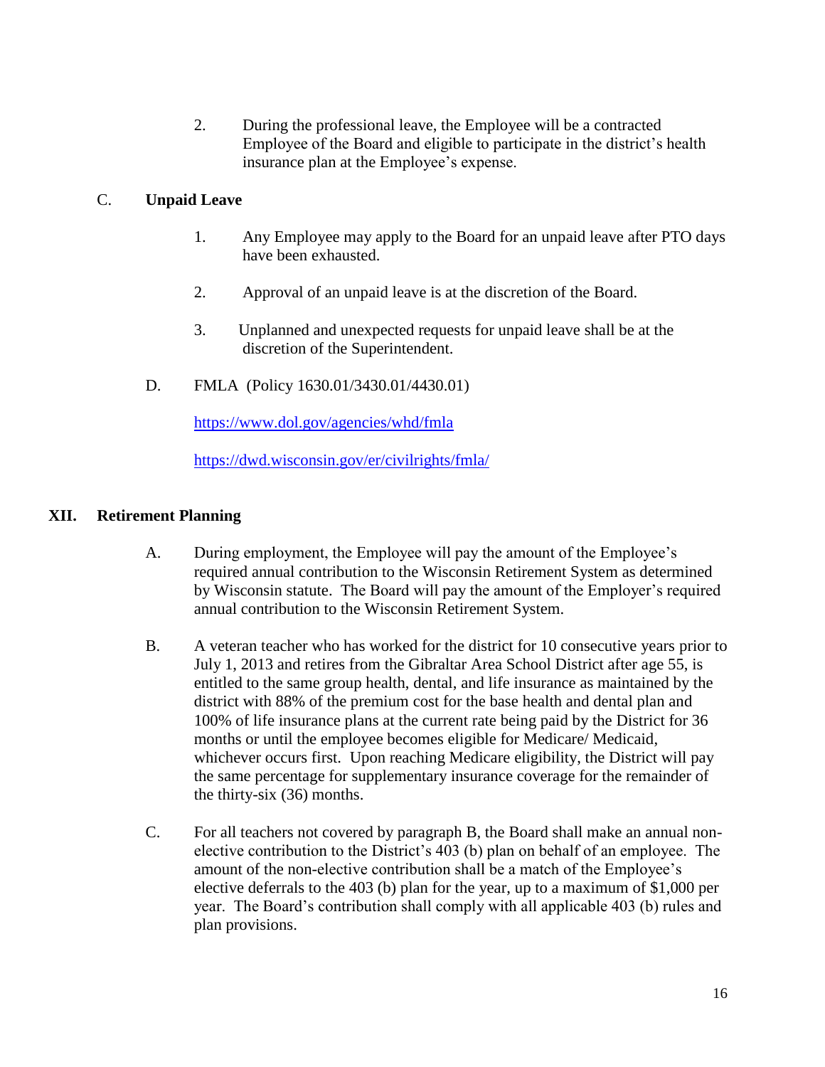2. During the professional leave, the Employee will be a contracted Employee of the Board and eligible to participate in the district's health insurance plan at the Employee's expense.

C. **Unpaid Leave**

1. Any Employee may apply to the Board for an unpaid leave after PTO days have been exhausted.

2. Approval of an unpaid leave is at the discretion of the Board.

3. Unplanned and unexpected requests for unpaid leave shall be at the discretion of the Superintendent.

D. FMLA (Policy 1630.01/3430.01/4430.01)

https://www.dol.gov/agencies/whd/fmla

https://dwd.wisconsin.gov/er/civilrights/fmla/

## XII. Retirement Planning

A. During employment, the Employee will pay the amount of the Employee's required annual contribution to the Wisconsin Retirement System as determined by Wisconsin statute. The Board will pay the amount of the Employer's required annual contribution to the Wisconsin Retirement System.

B. A veteran teacher who has worked for the district for 10 consecutive years prior to July 1, 2013 and retires from the Gibraltar Area School District after age 55, is entitled to the same group health, dental, and life insurance as maintained by the district with 88% of the premium cost for the base health and dental plan and 100% of life insurance plans at the current rate being paid by the District for 36 months or until the employee becomes eligible for Medicare/ Medicaid, whichever occurs first. Upon reaching Medicare eligibility, the District will pay the same percentage for supplementary insurance coverage for the remainder of the thirty-six (36) months.

C. For all teachers not covered by paragraph B, the Board shall make an annual non-elective contribution to the District's 403 (b) plan on behalf of an employee. The amount of the non-elective contribution shall be a match of the Employee's elective deferrals to the 403 (b) plan for the year, up to a maximum of $1,000 per year. The Board's contribution shall comply with all applicable 403 (b) rules and plan provisions.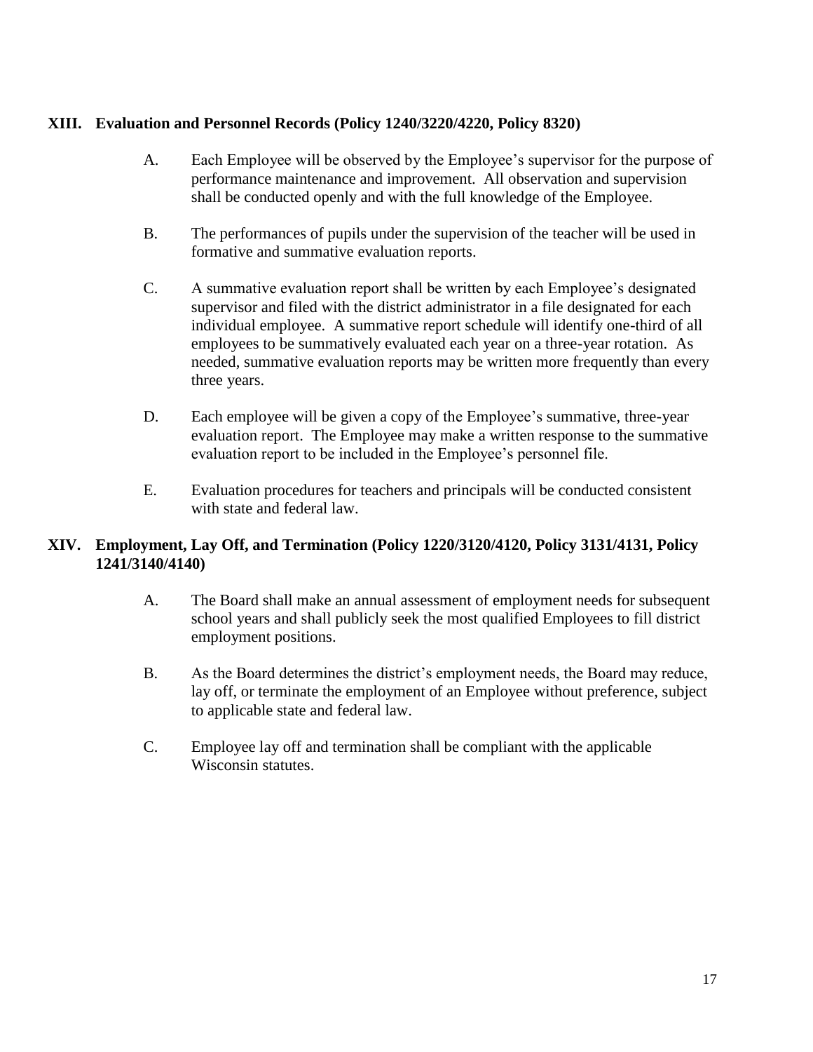## XIII. Evaluation and Personnel Records (Policy 1240/3220/4220, Policy 8320)

A. Each Employee will be observed by the Employee's supervisor for the purpose of performance maintenance and improvement. All observation and supervision shall be conducted openly and with the full knowledge of the Employee.

B. The performances of pupils under the supervision of the teacher will be used in formative and summative evaluation reports.

C. A summative evaluation report shall be written by each Employee's designated supervisor and filed with the district administrator in a file designated for each individual employee. A summative report schedule will identify one-third of all employees to be summatively evaluated each year on a three-year rotation. As needed, summative evaluation reports may be written more frequently than every three years.

D. Each employee will be given a copy of the Employee's summative, three-year evaluation report. The Employee may make a written response to the summative evaluation report to be included in the Employee's personnel file.

E. Evaluation procedures for teachers and principals will be conducted consistent with state and federal law.

## XIV. Employment, Lay Off, and Termination (Policy 1220/3120/4120, Policy 3131/4131, Policy 1241/3140/4140)

A. The Board shall make an annual assessment of employment needs for subsequent school years and shall publicly seek the most qualified Employees to fill district employment positions.

B. As the Board determines the district's employment needs, the Board may reduce, lay off, or terminate the employment of an Employee without preference, subject to applicable state and federal law.

C. Employee lay off and termination shall be compliant with the applicable Wisconsin statutes.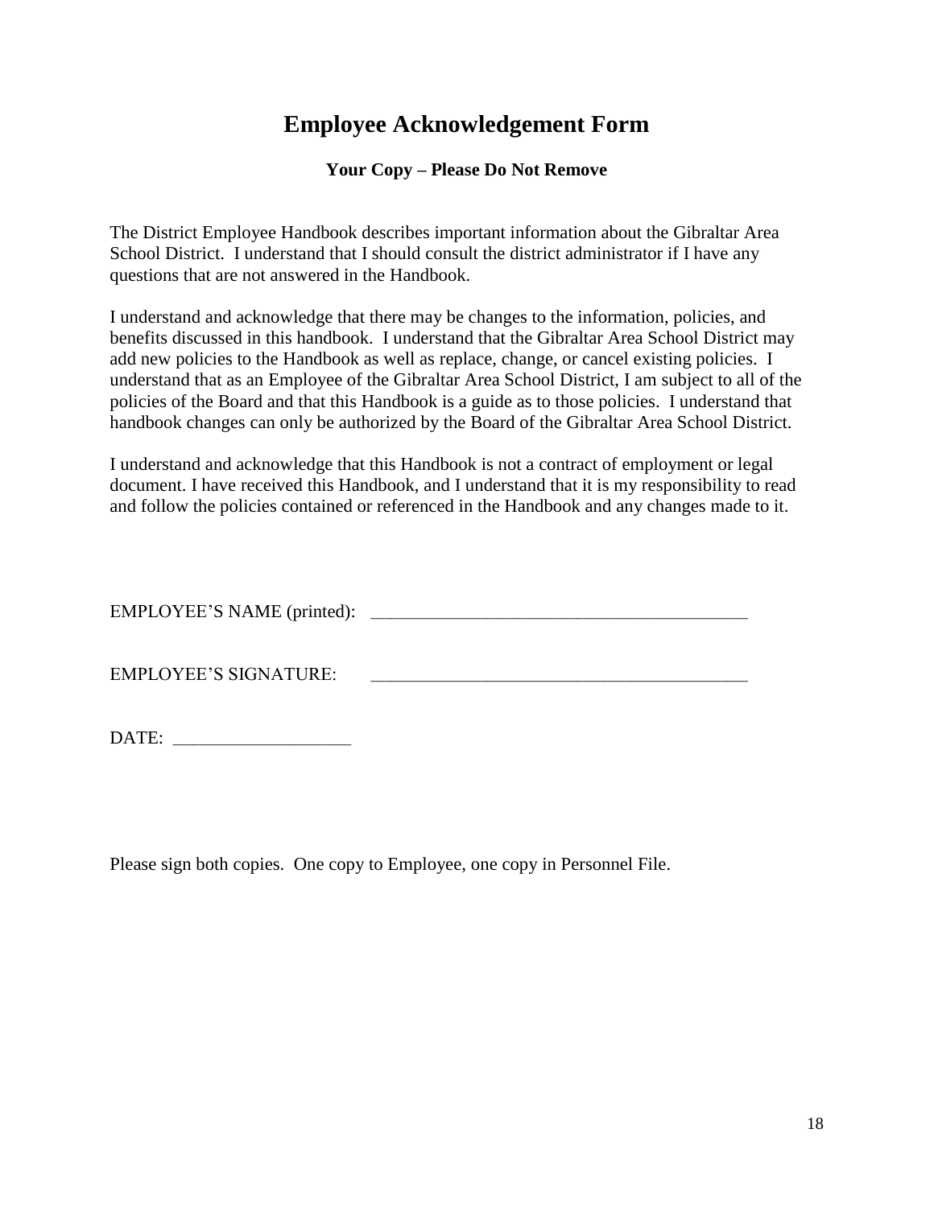# Employee Acknowledgement Form

**Your Copy – Please Do Not Remove**

The District Employee Handbook describes important information about the Gibraltar Area School District. I understand that I should consult the district administrator if I have any questions that are not answered in the Handbook.

I understand and acknowledge that there may be changes to the information, policies, and benefits discussed in this handbook. I understand that the Gibraltar Area School District may add new policies to the Handbook as well as replace, change, or cancel existing policies. I understand that as an Employee of the Gibraltar Area School District, I am subject to all of the policies of the Board and that this Handbook is a guide as to those policies. I understand that handbook changes can only be authorized by the Board of the Gibraltar Area School District.

I understand and acknowledge that this Handbook is not a contract of employment or legal document. I have received this Handbook, and I understand that it is my responsibility to read and follow the policies contained or referenced in the Handbook and any changes made to it.

EMPLOYEE'S NAME (printed): ___________________________________________

EMPLOYEE'S SIGNATURE: ___________________________________________

DATE: ____________________

Please sign both copies. One copy to Employee, one copy in Personnel File.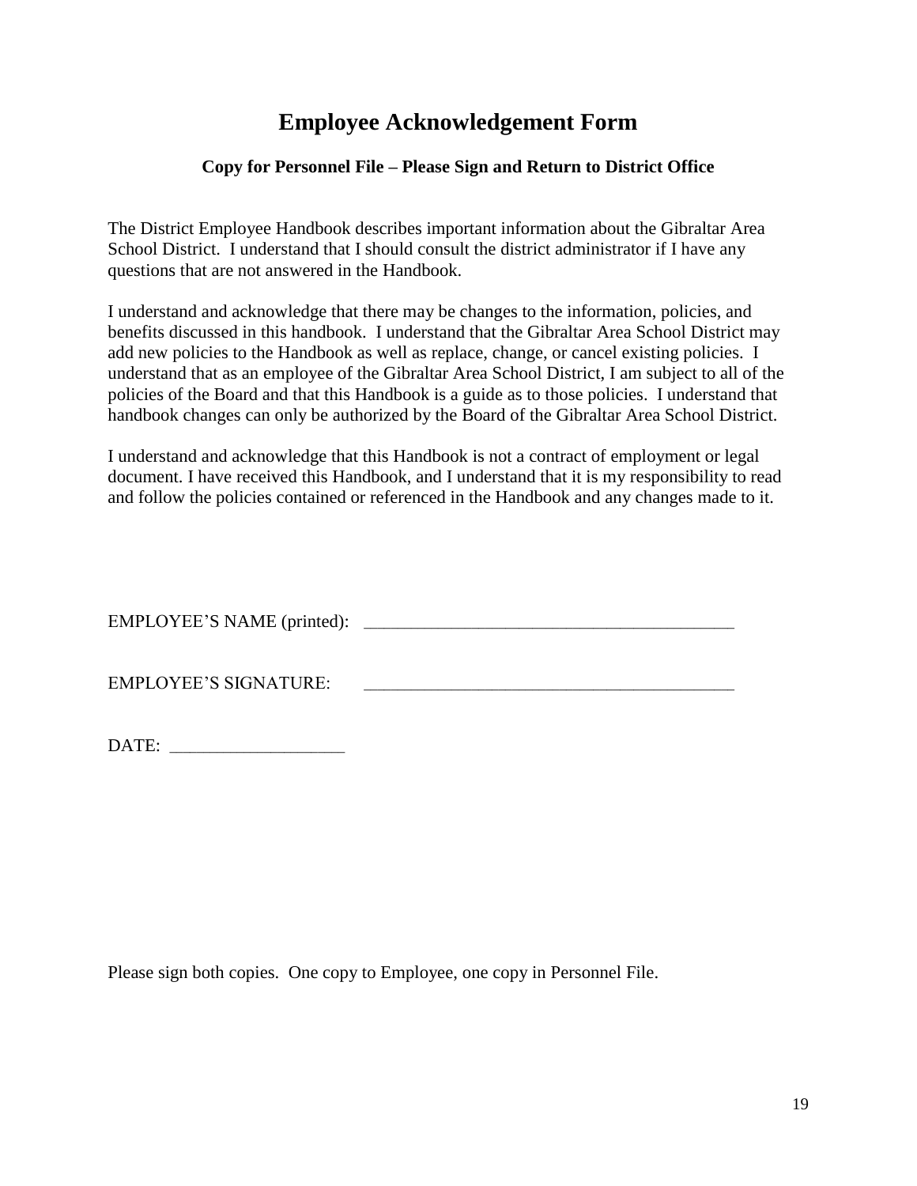# Employee Acknowledgement Form

**Copy for Personnel File – Please Sign and Return to District Office**

The District Employee Handbook describes important information about the Gibraltar Area School District. I understand that I should consult the district administrator if I have any questions that are not answered in the Handbook.

I understand and acknowledge that there may be changes to the information, policies, and benefits discussed in this handbook. I understand that the Gibraltar Area School District may add new policies to the Handbook as well as replace, change, or cancel existing policies. I understand that as an employee of the Gibraltar Area School District, I am subject to all of the policies of the Board and that this Handbook is a guide as to those policies. I understand that handbook changes can only be authorized by the Board of the Gibraltar Area School District.

I understand and acknowledge that this Handbook is not a contract of employment or legal document. I have received this Handbook, and I understand that it is my responsibility to read and follow the policies contained or referenced in the Handbook and any changes made to it.

EMPLOYEE'S NAME (printed): ___________________________________________

EMPLOYEE'S SIGNATURE: ___________________________________________

DATE: ____________________

Please sign both copies. One copy to Employee, one copy in Personnel File.